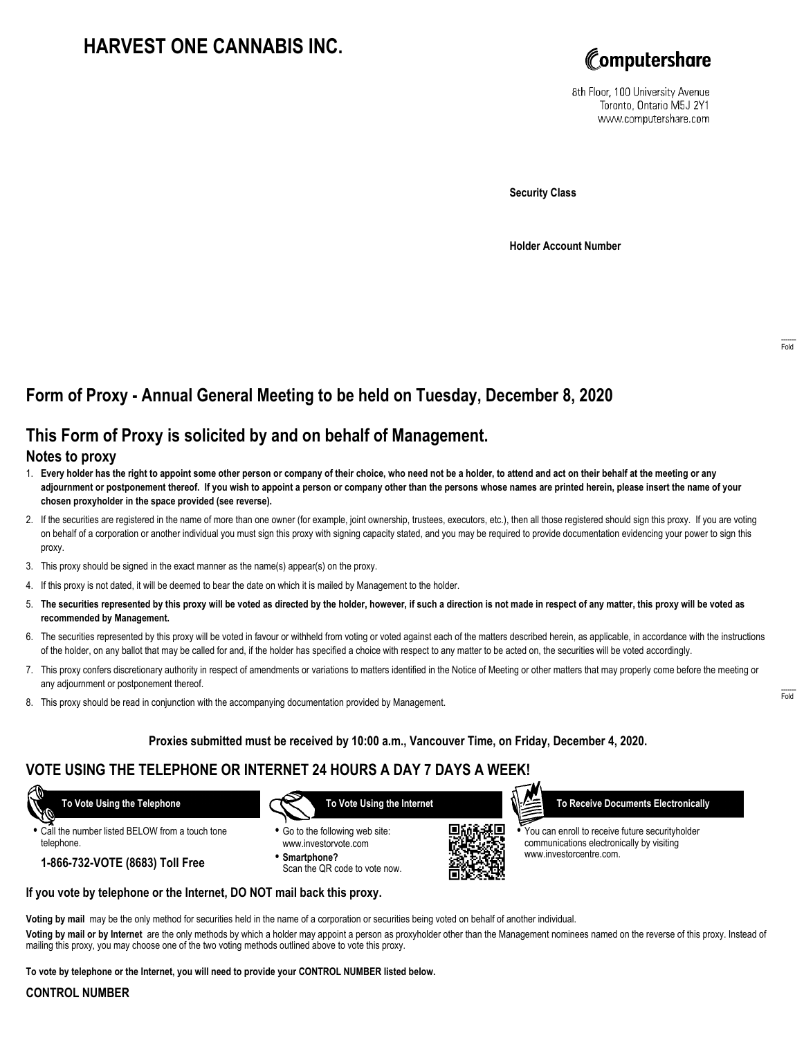# HARVEST ONE CANNABIS INC.

Computershare

8th Floor, 100 University Avenue
Toronto, Ontario M5J 2Y1
www.computershare.com

**Security Class**

**Holder Account Number**

## Form of Proxy - Annual General Meeting to be held on Tuesday, December 8, 2020

## This Form of Proxy is solicited by and on behalf of Management.

### Notes to proxy

1. **Every holder has the right to appoint some other person or company of their choice, who need not be a holder, to attend and act on their behalf at the meeting or any adjournment or postponement thereof. If you wish to appoint a person or company other than the persons whose names are printed herein, please insert the name of your chosen proxyholder in the space provided (see reverse).**
2. If the securities are registered in the name of more than one owner (for example, joint ownership, trustees, executors, etc.), then all those registered should sign this proxy. If you are voting on behalf of a corporation or another individual you must sign this proxy with signing capacity stated, and you may be required to provide documentation evidencing your power to sign this proxy.
3. This proxy should be signed in the exact manner as the name(s) appear(s) on the proxy.
4. If this proxy is not dated, it will be deemed to bear the date on which it is mailed by Management to the holder.
5. **The securities represented by this proxy will be voted as directed by the holder, however, if such a direction is not made in respect of any matter, this proxy will be voted as recommended by Management.**
6. The securities represented by this proxy will be voted in favour or withheld from voting or voted against each of the matters described herein, as applicable, in accordance with the instructions of the holder, on any ballot that may be called for and, if the holder has specified a choice with respect to any matter to be acted on, the securities will be voted accordingly.
7. This proxy confers discretionary authority in respect of amendments or variations to matters identified in the Notice of Meeting or other matters that may properly come before the meeting or any adjournment or postponement thereof.
8. This proxy should be read in conjunction with the accompanying documentation provided by Management.

**Proxies submitted must be received by 10:00 a.m., Vancouver Time, on Friday, December 4, 2020.**

## VOTE USING THE TELEPHONE OR INTERNET 24 HOURS A DAY 7 DAYS A WEEK!

**To Vote Using the Telephone**

- Call the number listed BELOW from a touch tone telephone.

**1-866-732-VOTE (8683) Toll Free**

**To Vote Using the Internet**

- Go to the following web site: www.investorvote.com
- **Smartphone?** Scan the QR code to vote now.

**To Receive Documents Electronically**

- You can enroll to receive future securityholder communications electronically by visiting www.investorcentre.com.

**If you vote by telephone or the Internet, DO NOT mail back this proxy.**

**Voting by mail** may be the only method for securities held in the name of a corporation or securities being voted on behalf of another individual.

**Voting by mail or by Internet** are the only methods by which a holder may appoint a person as proxyholder other than the Management nominees named on the reverse of this proxy. Instead of mailing this proxy, you may choose one of the two voting methods outlined above to vote this proxy.

**To vote by telephone or the Internet, you will need to provide your CONTROL NUMBER listed below.**

**CONTROL NUMBER**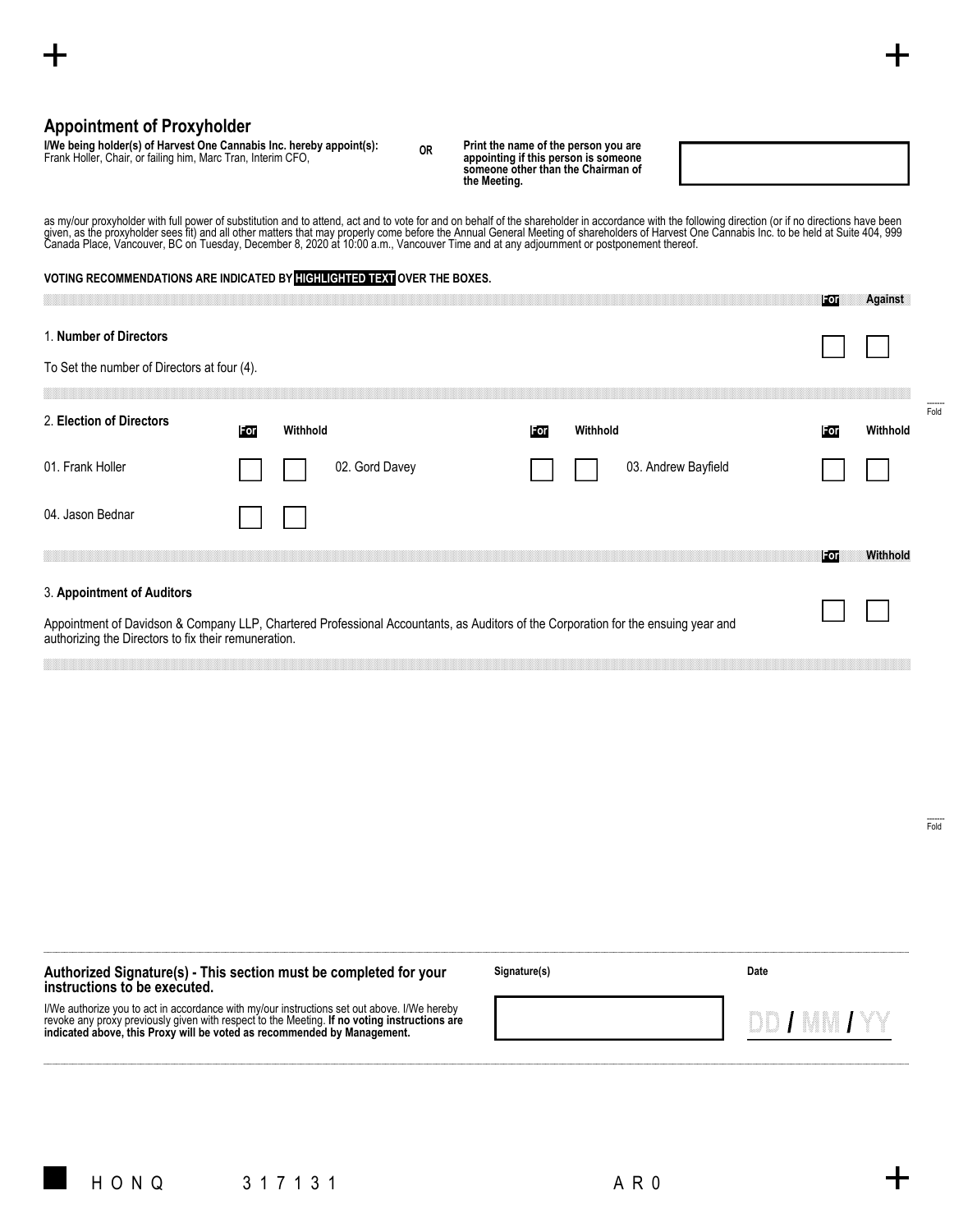## Appointment of Proxyholder

**I/We being holder(s) of Harvest One Cannabis Inc. hereby appoint(s):** Frank Holler, Chair, or failing him, Marc Tran, Interim CFO,

**OR**

**Print the name of the person you are appointing if this person is someone someone other than the Chairman of the Meeting.**

as my/our proxyholder with full power of substitution and to attend, act and to vote for and on behalf of the shareholder in accordance with the following direction (or if no directions have been given, as the proxyholder sees fit) and all other matters that may properly come before the Annual General Meeting of shareholders of Harvest One Cannabis Inc. to be held at Suite 404, 999 Canada Place, Vancouver, BC on Tuesday, December 8, 2020 at 10:00 a.m., Vancouver Time and at any adjournment or postponement thereof.

**VOTING RECOMMENDATIONS ARE INDICATED BY HIGHLIGHTED TEXT OVER THE BOXES.**

| | For | Against |
|---|---|---|
| 1. **Number of Directors**<br>To Set the number of Directors at four (4). | ☐ | ☐ |

| 2. **Election of Directors** | For | Withhold | | For | Withhold | | For | Withhold |
|---|---|---|---|---|---|---|---|---|
| 01. Frank Holler | ☐ | ☐ | 02. Gord Davey | ☐ | ☐ | 03. Andrew Bayfield | ☐ | ☐ |
| 04. Jason Bednar | ☐ | ☐ | | | | | | |

| | For | Withhold |
|---|---|---|
| 3. **Appointment of Auditors**<br>Appointment of Davidson & Company LLP, Chartered Professional Accountants, as Auditors of the Corporation for the ensuing year and authorizing the Directors to fix their remuneration. | ☐ | ☐ |

**Authorized Signature(s) - This section must be completed for your instructions to be executed.**

I/We authorize you to act in accordance with my/our instructions set out above. I/We hereby revoke any proxy previously given with respect to the Meeting. **If no voting instructions are indicated above, this Proxy will be voted as recommended by Management.**

**Signature(s)**

**Date**

DD / MM / YY

H O N Q 3 1 7 1 3 1 A R 0